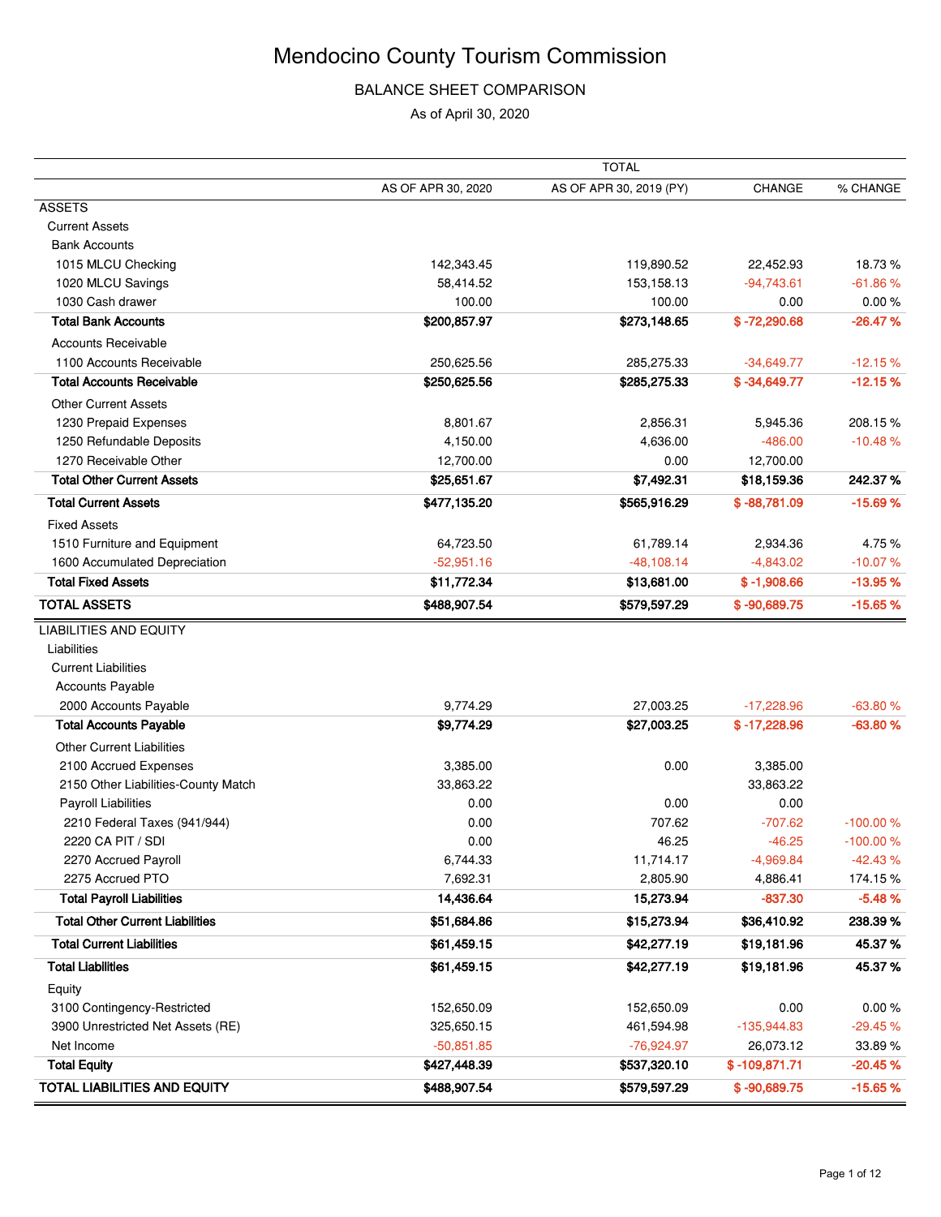# Mendocino County Tourism Commission

## BALANCE SHEET COMPARISON

As of April 30, 2020

| | TOTAL | | | |
|---|---|---|---|---|
| | AS OF APR 30, 2020 | AS OF APR 30, 2019 (PY) | CHANGE | % CHANGE |
| ASSETS | | | | |
| Current Assets | | | | |
| Bank Accounts | | | | |
| 1015 MLCU Checking | 142,343.45 | 119,890.52 | 22,452.93 | 18.73 % |
| 1020 MLCU Savings | 58,414.52 | 153,158.13 | -94,743.61 | -61.86 % |
| 1030 Cash drawer | 100.00 | 100.00 | 0.00 | 0.00 % |
| **Total Bank Accounts** | **$200,857.97** | **$273,148.65** | **$ -72,290.68** | **-26.47 %** |
| Accounts Receivable | | | | |
| 1100 Accounts Receivable | 250,625.56 | 285,275.33 | -34,649.77 | -12.15 % |
| **Total Accounts Receivable** | **$250,625.56** | **$285,275.33** | **$ -34,649.77** | **-12.15 %** |
| Other Current Assets | | | | |
| 1230 Prepaid Expenses | 8,801.67 | 2,856.31 | 5,945.36 | 208.15 % |
| 1250 Refundable Deposits | 4,150.00 | 4,636.00 | -486.00 | -10.48 % |
| 1270 Receivable Other | 12,700.00 | 0.00 | 12,700.00 | |
| **Total Other Current Assets** | **$25,651.67** | **$7,492.31** | **$18,159.36** | **242.37 %** |
| **Total Current Assets** | **$477,135.20** | **$565,916.29** | **$ -88,781.09** | **-15.69 %** |
| Fixed Assets | | | | |
| 1510 Furniture and Equipment | 64,723.50 | 61,789.14 | 2,934.36 | 4.75 % |
| 1600 Accumulated Depreciation | -52,951.16 | -48,108.14 | -4,843.02 | -10.07 % |
| **Total Fixed Assets** | **$11,772.34** | **$13,681.00** | **$ -1,908.66** | **-13.95 %** |
| **TOTAL ASSETS** | **$488,907.54** | **$579,597.29** | **$ -90,689.75** | **-15.65 %** |
| LIABILITIES AND EQUITY | | | | |
| Liabilities | | | | |
| Current Liabilities | | | | |
| Accounts Payable | | | | |
| 2000 Accounts Payable | 9,774.29 | 27,003.25 | -17,228.96 | -63.80 % |
| **Total Accounts Payable** | **$9,774.29** | **$27,003.25** | **$ -17,228.96** | **-63.80 %** |
| Other Current Liabilities | | | | |
| 2100 Accrued Expenses | 3,385.00 | 0.00 | 3,385.00 | |
| 2150 Other Liabilities-County Match | 33,863.22 | | 33,863.22 | |
| Payroll Liabilities | 0.00 | 0.00 | 0.00 | |
| 2210 Federal Taxes (941/944) | 0.00 | 707.62 | -707.62 | -100.00 % |
| 2220 CA PIT / SDI | 0.00 | 46.25 | -46.25 | -100.00 % |
| 2270 Accrued Payroll | 6,744.33 | 11,714.17 | -4,969.84 | -42.43 % |
| 2275 Accrued PTO | 7,692.31 | 2,805.90 | 4,886.41 | 174.15 % |
| **Total Payroll Liabilities** | **14,436.64** | **15,273.94** | **-837.30** | **-5.48 %** |
| **Total Other Current Liabilities** | **$51,684.86** | **$15,273.94** | **$36,410.92** | **238.39 %** |
| **Total Current Liabilities** | **$61,459.15** | **$42,277.19** | **$19,181.96** | **45.37 %** |
| **Total Liabilities** | **$61,459.15** | **$42,277.19** | **$19,181.96** | **45.37 %** |
| Equity | | | | |
| 3100 Contingency-Restricted | 152,650.09 | 152,650.09 | 0.00 | 0.00 % |
| 3900 Unrestricted Net Assets (RE) | 325,650.15 | 461,594.98 | -135,944.83 | -29.45 % |
| Net Income | -50,851.85 | -76,924.97 | 26,073.12 | 33.89 % |
| **Total Equity** | **$427,448.39** | **$537,320.10** | **$ -109,871.71** | **-20.45 %** |
| **TOTAL LIABILITIES AND EQUITY** | **$488,907.54** | **$579,597.29** | **$ -90,689.75** | **-15.65 %** |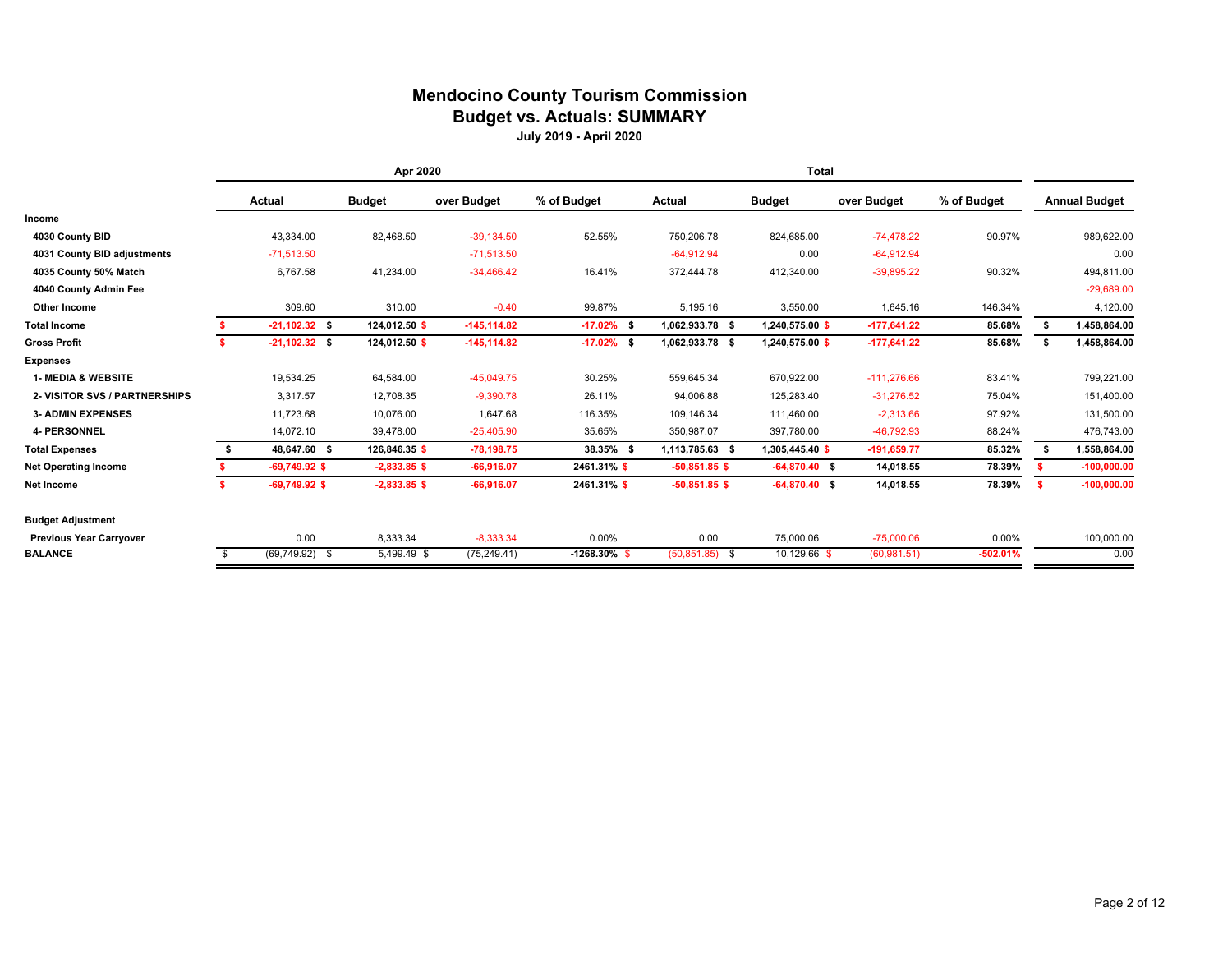# Mendocino County Tourism Commission
## Budget vs. Actuals: SUMMARY
### July 2019 - April 2020

| | Apr 2020 | | | | Total | | | | |
|---|---|---|---|---|---|---|---|---|---|
| | Actual | Budget | over Budget | % of Budget | Actual | Budget | over Budget | % of Budget | Annual Budget |
| **Income** | | | | | | | | | |
| **4030 County BID** | 43,334.00 | 82,468.50 | -39,134.50 | 52.55% | 750,206.78 | 824,685.00 | -74,478.22 | 90.97% | 989,622.00 |
| **4031 County BID adjustments** | -71,513.50 | | -71,513.50 | | -64,912.94 | 0.00 | -64,912.94 | | 0.00 |
| **4035 County 50% Match** | 6,767.58 | 41,234.00 | -34,466.42 | 16.41% | 372,444.78 | 412,340.00 | -39,895.22 | 90.32% | 494,811.00 |
| **4040 County Admin Fee** | | | | | | | | | -29,689.00 |
| **Other Income** | 309.60 | 310.00 | -0.40 | 99.87% | 5,195.16 | 3,550.00 | 1,645.16 | 146.34% | 4,120.00 |
| **Total Income** | **$ -21,102.32** | **$ 124,012.50** | **$ -145,114.82** | **-17.02%** | **$ 1,062,933.78** | **$ 1,240,575.00** | **$ -177,641.22** | **85.68%** | **$ 1,458,864.00** |
| **Gross Profit** | **$ -21,102.32** | **$ 124,012.50** | **$ -145,114.82** | **-17.02%** | **$ 1,062,933.78** | **$ 1,240,575.00** | **$ -177,641.22** | **85.68%** | **$ 1,458,864.00** |
| **Expenses** | | | | | | | | | |
| **1- MEDIA & WEBSITE** | 19,534.25 | 64,584.00 | -45,049.75 | 30.25% | 559,645.34 | 670,922.00 | -111,276.66 | 83.41% | 799,221.00 |
| **2- VISITOR SVS / PARTNERSHIPS** | 3,317.57 | 12,708.35 | -9,390.78 | 26.11% | 94,006.88 | 125,283.40 | -31,276.52 | 75.04% | 151,400.00 |
| **3- ADMIN EXPENSES** | 11,723.68 | 10,076.00 | 1,647.68 | 116.35% | 109,146.34 | 111,460.00 | -2,313.66 | 97.92% | 131,500.00 |
| **4- PERSONNEL** | 14,072.10 | 39,478.00 | -25,405.90 | 35.65% | 350,987.07 | 397,780.00 | -46,792.93 | 88.24% | 476,743.00 |
| **Total Expenses** | **$ 48,647.60** | **$ 126,846.35** | **$ -78,198.75** | **38.35%** | **$ 1,113,785.63** | **$ 1,305,445.40** | **$ -191,659.77** | **85.32%** | **$ 1,558,864.00** |
| **Net Operating Income** | **$ -69,749.92** | **$ -2,833.85** | **$ -66,916.07** | **2461.31%** | **$ -50,851.85** | **$ -64,870.40** | **$ 14,018.55** | **78.39%** | **$ -100,000.00** |
| **Net Income** | **$ -69,749.92** | **$ -2,833.85** | **$ -66,916.07** | **2461.31%** | **$ -50,851.85** | **$ -64,870.40** | **$ 14,018.55** | **78.39%** | **$ -100,000.00** |
| **Budget Adjustment** | | | | | | | | | |
| **Previous Year Carryover** | 0.00 | 8,333.34 | -8,333.34 | 0.00% | 0.00 | 75,000.06 | -75,000.06 | 0.00% | 100,000.00 |
| **BALANCE** | $ (69,749.92) | $ 5,499.49 | $ (75,249.41) | **-1268.30%** | $ (50,851.85) | $ 10,129.66 | $ (60,981.51) | **-502.01%** | 0.00 |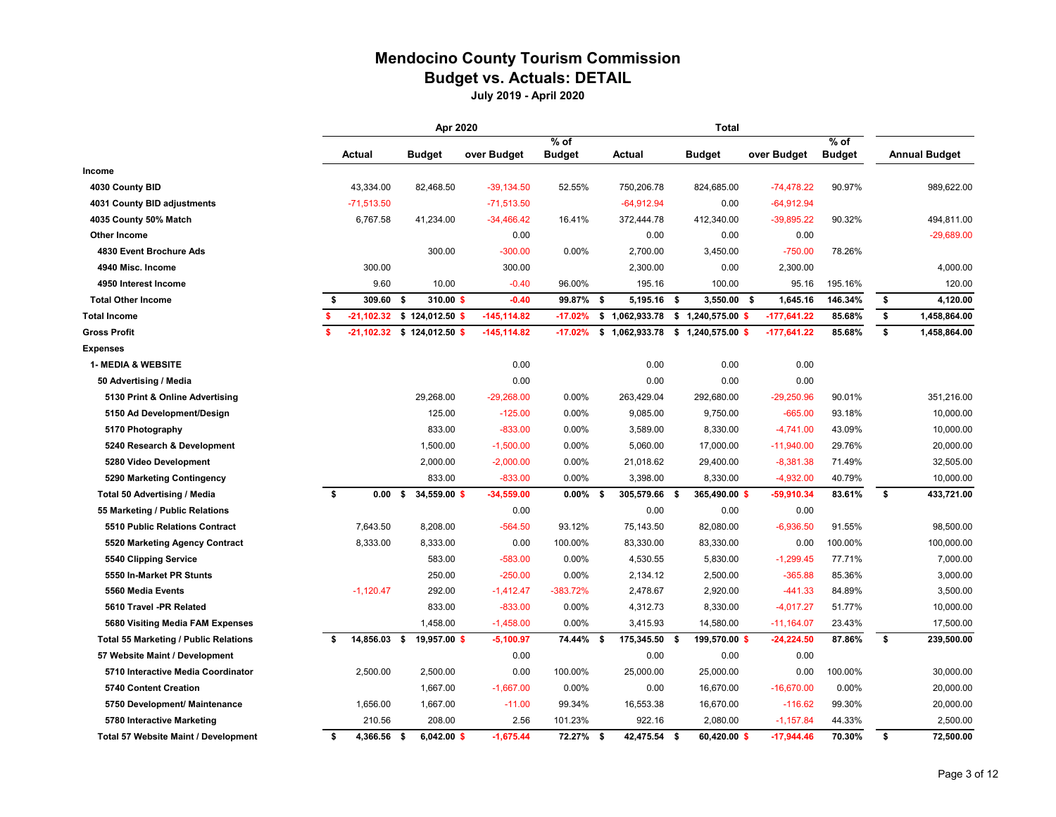# Mendocino County Tourism Commission
## Budget vs. Actuals: DETAIL
### July 2019 - April 2020

| | Apr 2020 | | | | Total | | | | |
|---|---|---|---|---|---|---|---|---|---|
| | Actual | Budget | over Budget | % of Budget | Actual | Budget | over Budget | % of Budget | Annual Budget |
| **Income** | | | | | | | | | |
| **4030 County BID** | 43,334.00 | 82,468.50 | -39,134.50 | 52.55% | 750,206.78 | 824,685.00 | -74,478.22 | 90.97% | 989,622.00 |
| **4031 County BID adjustments** | -71,513.50 | | -71,513.50 | | -64,912.94 | 0.00 | -64,912.94 | | |
| **4035 County 50% Match** | 6,767.58 | 41,234.00 | -34,466.42 | 16.41% | 372,444.78 | 412,340.00 | -39,895.22 | 90.32% | 494,811.00 |
| **Other Income** | | | 0.00 | | 0.00 | 0.00 | 0.00 | | -29,689.00 |
| **4830 Event Brochure Ads** | | 300.00 | -300.00 | 0.00% | 2,700.00 | 3,450.00 | -750.00 | 78.26% | |
| **4940 Misc. Income** | 300.00 | | 300.00 | | 2,300.00 | 0.00 | 2,300.00 | | 4,000.00 |
| **4950 Interest Income** | 9.60 | 10.00 | -0.40 | 96.00% | 195.16 | 100.00 | 95.16 | 195.16% | 120.00 |
| **Total Other Income** | **$ 309.60** | **$ 310.00** | **$ -0.40** | **99.87%** | **$ 5,195.16** | **$ 3,550.00** | **$ 1,645.16** | **146.34%** | **$ 4,120.00** |
| **Total Income** | **$ -21,102.32** | **$ 124,012.50** | **$ -145,114.82** | **-17.02%** | **$ 1,062,933.78** | **$ 1,240,575.00** | **$ -177,641.22** | **85.68%** | **$ 1,458,864.00** |
| **Gross Profit** | **$ -21,102.32** | **$ 124,012.50** | **$ -145,114.82** | **-17.02%** | **$ 1,062,933.78** | **$ 1,240,575.00** | **$ -177,641.22** | **85.68%** | **$ 1,458,864.00** |
| **Expenses** | | | | | | | | | |
| **1- MEDIA & WEBSITE** | | | 0.00 | | 0.00 | 0.00 | 0.00 | | |
| **50 Advertising / Media** | | | 0.00 | | 0.00 | 0.00 | 0.00 | | |
| **5130 Print & Online Advertising** | | 29,268.00 | -29,268.00 | 0.00% | 263,429.04 | 292,680.00 | -29,250.96 | 90.01% | 351,216.00 |
| **5150 Ad Development/Design** | | 125.00 | -125.00 | 0.00% | 9,085.00 | 9,750.00 | -665.00 | 93.18% | 10,000.00 |
| **5170 Photography** | | 833.00 | -833.00 | 0.00% | 3,589.00 | 8,330.00 | -4,741.00 | 43.09% | 10,000.00 |
| **5240 Research & Development** | | 1,500.00 | -1,500.00 | 0.00% | 5,060.00 | 17,000.00 | -11,940.00 | 29.76% | 20,000.00 |
| **5280 Video Development** | | 2,000.00 | -2,000.00 | 0.00% | 21,018.62 | 29,400.00 | -8,381.38 | 71.49% | 32,505.00 |
| **5290 Marketing Contingency** | | 833.00 | -833.00 | 0.00% | 3,398.00 | 8,330.00 | -4,932.00 | 40.79% | 10,000.00 |
| **Total 50 Advertising / Media** | **$ 0.00** | **$ 34,559.00** | **$ -34,559.00** | **0.00%** | **$ 305,579.66** | **$ 365,490.00** | **$ -59,910.34** | **83.61%** | **$ 433,721.00** |
| **55 Marketing / Public Relations** | | | 0.00 | | 0.00 | 0.00 | 0.00 | | |
| **5510 Public Relations Contract** | 7,643.50 | 8,208.00 | -564.50 | 93.12% | 75,143.50 | 82,080.00 | -6,936.50 | 91.55% | 98,500.00 |
| **5520 Marketing Agency Contract** | 8,333.00 | 8,333.00 | 0.00 | 100.00% | 83,330.00 | 83,330.00 | 0.00 | 100.00% | 100,000.00 |
| **5540 Clipping Service** | | 583.00 | -583.00 | 0.00% | 4,530.55 | 5,830.00 | -1,299.45 | 77.71% | 7,000.00 |
| **5550 In-Market PR Stunts** | | 250.00 | -250.00 | 0.00% | 2,134.12 | 2,500.00 | -365.88 | 85.36% | 3,000.00 |
| **5560 Media Events** | -1,120.47 | 292.00 | -1,412.47 | -383.72% | 2,478.67 | 2,920.00 | -441.33 | 84.89% | 3,500.00 |
| **5610 Travel -PR Related** | | 833.00 | -833.00 | 0.00% | 4,312.73 | 8,330.00 | -4,017.27 | 51.77% | 10,000.00 |
| **5680 Visiting Media FAM Expenses** | | 1,458.00 | -1,458.00 | 0.00% | 3,415.93 | 14,580.00 | -11,164.07 | 23.43% | 17,500.00 |
| **Total 55 Marketing / Public Relations** | **$ 14,856.03** | **$ 19,957.00** | **$ -5,100.97** | **74.44%** | **$ 175,345.50** | **$ 199,570.00** | **$ -24,224.50** | **87.86%** | **$ 239,500.00** |
| **57 Website Maint / Development** | | | 0.00 | | 0.00 | 0.00 | 0.00 | | |
| **5710 Interactive Media Coordinator** | 2,500.00 | 2,500.00 | 0.00 | 100.00% | 25,000.00 | 25,000.00 | 0.00 | 100.00% | 30,000.00 |
| **5740 Content Creation** | | 1,667.00 | -1,667.00 | 0.00% | 0.00 | 16,670.00 | -16,670.00 | 0.00% | 20,000.00 |
| **5750 Development/ Maintenance** | 1,656.00 | 1,667.00 | -11.00 | 99.34% | 16,553.38 | 16,670.00 | -116.62 | 99.30% | 20,000.00 |
| **5780 Interactive Marketing** | 210.56 | 208.00 | 2.56 | 101.23% | 922.16 | 2,080.00 | -1,157.84 | 44.33% | 2,500.00 |
| **Total 57 Website Maint / Development** | **$ 4,366.56** | **$ 6,042.00** | **$ -1,675.44** | **72.27%** | **$ 42,475.54** | **$ 60,420.00** | **$ -17,944.46** | **70.30%** | **$ 72,500.00** |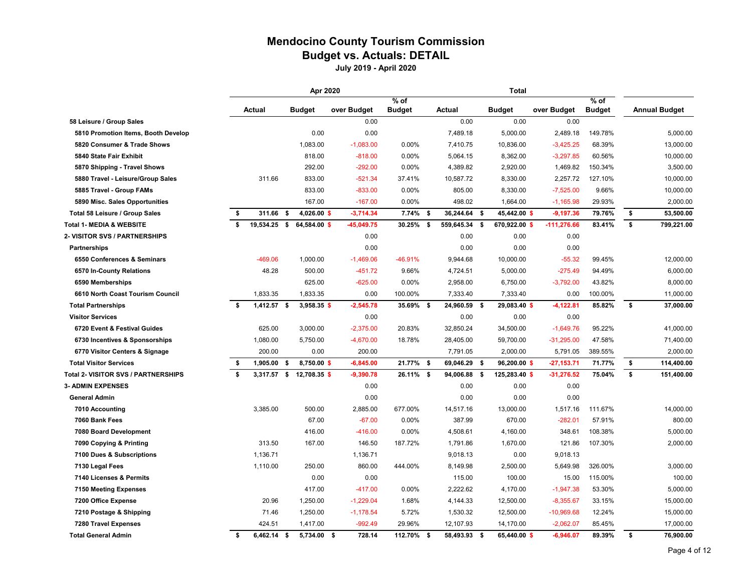# Mendocino County Tourism Commission
## Budget vs. Actuals: DETAIL
### July 2019 - April 2020

| | Apr 2020 | | | | Total | | | | |
|---|---|---|---|---|---|---|---|---|---|
| | Actual | Budget | over Budget | % of Budget | Actual | Budget | over Budget | % of Budget | Annual Budget |
| **58 Leisure / Group Sales** | | | 0.00 | | 0.00 | 0.00 | 0.00 | | |
| **5810 Promotion Items, Booth Develop** | | 0.00 | 0.00 | | 7,489.18 | 5,000.00 | 2,489.18 | 149.78% | 5,000.00 |
| **5820 Consumer & Trade Shows** | | 1,083.00 | -1,083.00 | 0.00% | 7,410.75 | 10,836.00 | -3,425.25 | 68.39% | 13,000.00 |
| **5840 State Fair Exhibit** | | 818.00 | -818.00 | 0.00% | 5,064.15 | 8,362.00 | -3,297.85 | 60.56% | 10,000.00 |
| **5870 Shipping - Travel Shows** | | 292.00 | -292.00 | 0.00% | 4,389.82 | 2,920.00 | 1,469.82 | 150.34% | 3,500.00 |
| **5880 Travel - Leisure/Group Sales** | 311.66 | 833.00 | -521.34 | 37.41% | 10,587.72 | 8,330.00 | 2,257.72 | 127.10% | 10,000.00 |
| **5885 Travel - Group FAMs** | | 833.00 | -833.00 | 0.00% | 805.00 | 8,330.00 | -7,525.00 | 9.66% | 10,000.00 |
| **5890 Misc. Sales Opportunities** | | 167.00 | -167.00 | 0.00% | 498.02 | 1,664.00 | -1,165.98 | 29.93% | 2,000.00 |
| **Total 58 Leisure / Group Sales** | **$ 311.66** | **$ 4,026.00** | **$ -3,714.34** | **7.74%** | **$ 36,244.64** | **$ 45,442.00** | **$ -9,197.36** | **79.76%** | **$ 53,500.00** |
| **Total 1- MEDIA & WEBSITE** | **$ 19,534.25** | **$ 64,584.00** | **$ -45,049.75** | **30.25%** | **$ 559,645.34** | **$ 670,922.00** | **$ -111,276.66** | **83.41%** | **$ 799,221.00** |
| **2- VISITOR SVS / PARTNERSHIPS** | | | 0.00 | | 0.00 | 0.00 | 0.00 | | |
| **Partnerships** | | | 0.00 | | 0.00 | 0.00 | 0.00 | | |
| **6550 Conferences & Seminars** | -469.06 | 1,000.00 | -1,469.06 | -46.91% | 9,944.68 | 10,000.00 | -55.32 | 99.45% | 12,000.00 |
| **6570 In-County Relations** | 48.28 | 500.00 | -451.72 | 9.66% | 4,724.51 | 5,000.00 | -275.49 | 94.49% | 6,000.00 |
| **6590 Memberships** | | 625.00 | -625.00 | 0.00% | 2,958.00 | 6,750.00 | -3,792.00 | 43.82% | 8,000.00 |
| **6610 North Coast Tourism Council** | 1,833.35 | 1,833.35 | 0.00 | 100.00% | 7,333.40 | 7,333.40 | 0.00 | 100.00% | 11,000.00 |
| **Total Partnerships** | **$ 1,412.57** | **$ 3,958.35** | **$ -2,545.78** | **35.69%** | **$ 24,960.59** | **$ 29,083.40** | **$ -4,122.81** | **85.82%** | **$ 37,000.00** |
| **Visitor Services** | | | 0.00 | | 0.00 | 0.00 | 0.00 | | |
| **6720 Event & Festival Guides** | 625.00 | 3,000.00 | -2,375.00 | 20.83% | 32,850.24 | 34,500.00 | -1,649.76 | 95.22% | 41,000.00 |
| **6730 Incentives & Sponsorships** | 1,080.00 | 5,750.00 | -4,670.00 | 18.78% | 28,405.00 | 59,700.00 | -31,295.00 | 47.58% | 71,400.00 |
| **6770 Visitor Centers & Signage** | 200.00 | 0.00 | 200.00 | | 7,791.05 | 2,000.00 | 5,791.05 | 389.55% | 2,000.00 |
| **Total Visitor Services** | **$ 1,905.00** | **$ 8,750.00** | **$ -6,845.00** | **21.77%** | **$ 69,046.29** | **$ 96,200.00** | **$ -27,153.71** | **71.77%** | **$ 114,400.00** |
| **Total 2- VISITOR SVS / PARTNERSHIPS** | **$ 3,317.57** | **$ 12,708.35** | **$ -9,390.78** | **26.11%** | **$ 94,006.88** | **$ 125,283.40** | **$ -31,276.52** | **75.04%** | **$ 151,400.00** |
| **3- ADMIN EXPENSES** | | | 0.00 | | 0.00 | 0.00 | 0.00 | | |
| **General Admin** | | | 0.00 | | 0.00 | 0.00 | 0.00 | | |
| **7010 Accounting** | 3,385.00 | 500.00 | 2,885.00 | 677.00% | 14,517.16 | 13,000.00 | 1,517.16 | 111.67% | 14,000.00 |
| **7060 Bank Fees** | | 67.00 | -67.00 | 0.00% | 387.99 | 670.00 | -282.01 | 57.91% | 800.00 |
| **7080 Board Development** | | 416.00 | -416.00 | 0.00% | 4,508.61 | 4,160.00 | 348.61 | 108.38% | 5,000.00 |
| **7090 Copying & Printing** | 313.50 | 167.00 | 146.50 | 187.72% | 1,791.86 | 1,670.00 | 121.86 | 107.30% | 2,000.00 |
| **7100 Dues & Subscriptions** | 1,136.71 | | 1,136.71 | | 9,018.13 | 0.00 | 9,018.13 | | |
| **7130 Legal Fees** | 1,110.00 | 250.00 | 860.00 | 444.00% | 8,149.98 | 2,500.00 | 5,649.98 | 326.00% | 3,000.00 |
| **7140 Licenses & Permits** | | 0.00 | 0.00 | | 115.00 | 100.00 | 15.00 | 115.00% | 100.00 |
| **7150 Meeting Expenses** | | 417.00 | -417.00 | 0.00% | 2,222.62 | 4,170.00 | -1,947.38 | 53.30% | 5,000.00 |
| **7200 Office Expense** | 20.96 | 1,250.00 | -1,229.04 | 1.68% | 4,144.33 | 12,500.00 | -8,355.67 | 33.15% | 15,000.00 |
| **7210 Postage & Shipping** | 71.46 | 1,250.00 | -1,178.54 | 5.72% | 1,530.32 | 12,500.00 | -10,969.68 | 12.24% | 15,000.00 |
| **7280 Travel Expenses** | 424.51 | 1,417.00 | -992.49 | 29.96% | 12,107.93 | 14,170.00 | -2,062.07 | 85.45% | 17,000.00 |
| **Total General Admin** | **$ 6,462.14** | **$ 5,734.00** | **$ 728.14** | **112.70%** | **$ 58,493.93** | **$ 65,440.00** | **$ -6,946.07** | **89.39%** | **$ 76,900.00** |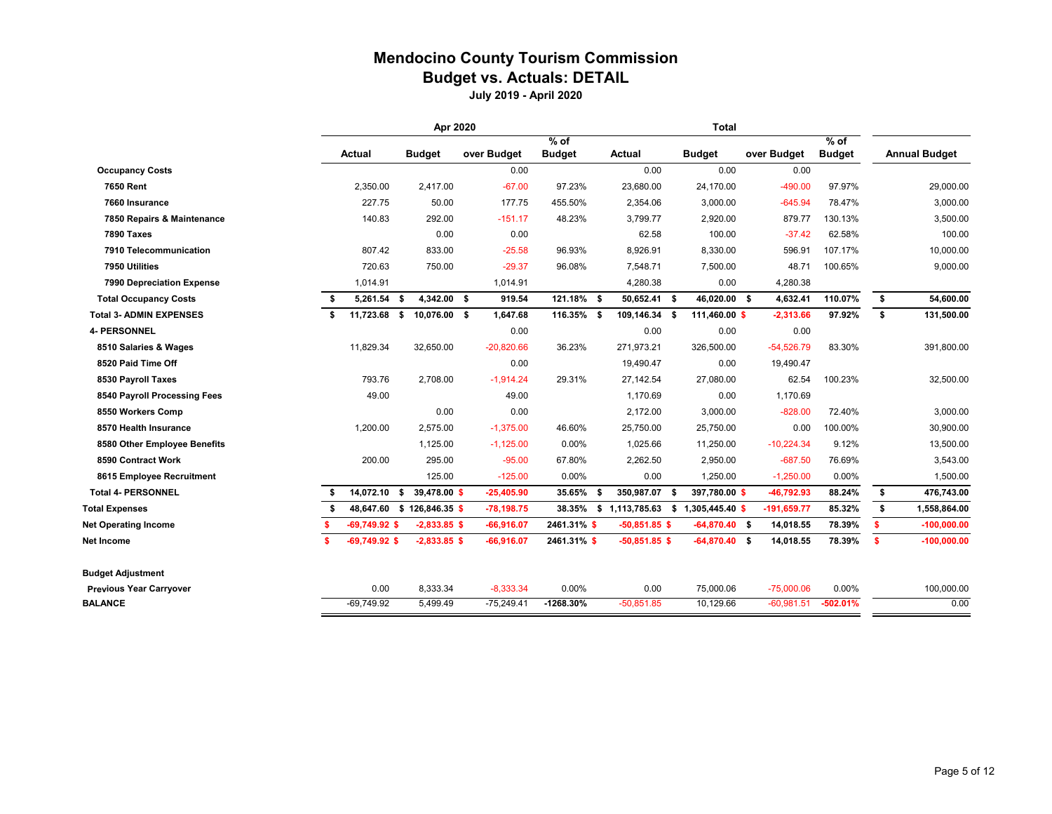# Mendocino County Tourism Commission
## Budget vs. Actuals: DETAIL
### July 2019 - April 2020

| | Apr 2020 | | | | Total | | | | |
|---|---|---|---|---|---|---|---|---|---|
| | Actual | Budget | over Budget | % of Budget | Actual | Budget | over Budget | % of Budget | Annual Budget |
| **Occupancy Costs** | | | 0.00 | | 0.00 | 0.00 | 0.00 | | |
| **7650 Rent** | 2,350.00 | 2,417.00 | -67.00 | 97.23% | 23,680.00 | 24,170.00 | -490.00 | 97.97% | 29,000.00 |
| **7660 Insurance** | 227.75 | 50.00 | 177.75 | 455.50% | 2,354.06 | 3,000.00 | -645.94 | 78.47% | 3,000.00 |
| **7850 Repairs & Maintenance** | 140.83 | 292.00 | -151.17 | 48.23% | 3,799.77 | 2,920.00 | 879.77 | 130.13% | 3,500.00 |
| **7890 Taxes** | | 0.00 | 0.00 | | 62.58 | 100.00 | -37.42 | 62.58% | 100.00 |
| **7910 Telecommunication** | 807.42 | 833.00 | -25.58 | 96.93% | 8,926.91 | 8,330.00 | 596.91 | 107.17% | 10,000.00 |
| **7950 Utilities** | 720.63 | 750.00 | -29.37 | 96.08% | 7,548.71 | 7,500.00 | 48.71 | 100.65% | 9,000.00 |
| **7990 Depreciation Expense** | 1,014.91 | | 1,014.91 | | 4,280.38 | 0.00 | 4,280.38 | | |
| **Total Occupancy Costs** | **$ 5,261.54** | **$ 4,342.00** | **$ 919.54** | **121.18%** | **$ 50,652.41** | **$ 46,020.00** | **$ 4,632.41** | **110.07%** | **$ 54,600.00** |
| **Total 3- ADMIN EXPENSES** | **$ 11,723.68** | **$ 10,076.00** | **$ 1,647.68** | **116.35%** | **$ 109,146.34** | **$ 111,460.00** | **$ -2,313.66** | **97.92%** | **$ 131,500.00** |
| **4- PERSONNEL** | | | 0.00 | | 0.00 | 0.00 | 0.00 | | |
| **8510 Salaries & Wages** | 11,829.34 | 32,650.00 | -20,820.66 | 36.23% | 271,973.21 | 326,500.00 | -54,526.79 | 83.30% | 391,800.00 |
| **8520 Paid Time Off** | | | 0.00 | | 19,490.47 | 0.00 | 19,490.47 | | |
| **8530 Payroll Taxes** | 793.76 | 2,708.00 | -1,914.24 | 29.31% | 27,142.54 | 27,080.00 | 62.54 | 100.23% | 32,500.00 |
| **8540 Payroll Processing Fees** | 49.00 | | 49.00 | | 1,170.69 | 0.00 | 1,170.69 | | |
| **8550 Workers Comp** | | 0.00 | 0.00 | | 2,172.00 | 3,000.00 | -828.00 | 72.40% | 3,000.00 |
| **8570 Health Insurance** | 1,200.00 | 2,575.00 | -1,375.00 | 46.60% | 25,750.00 | 25,750.00 | 0.00 | 100.00% | 30,900.00 |
| **8580 Other Employee Benefits** | | 1,125.00 | -1,125.00 | 0.00% | 1,025.66 | 11,250.00 | -10,224.34 | 9.12% | 13,500.00 |
| **8590 Contract Work** | 200.00 | 295.00 | -95.00 | 67.80% | 2,262.50 | 2,950.00 | -687.50 | 76.69% | 3,543.00 |
| **8615 Employee Recruitment** | | 125.00 | -125.00 | 0.00% | 0.00 | 1,250.00 | -1,250.00 | 0.00% | 1,500.00 |
| **Total 4- PERSONNEL** | **$ 14,072.10** | **$ 39,478.00** | **$ -25,405.90** | **35.65%** | **$ 350,987.07** | **$ 397,780.00** | **$ -46,792.93** | **88.24%** | **$ 476,743.00** |
| **Total Expenses** | **$ 48,647.60** | **$ 126,846.35** | **$ -78,198.75** | **38.35%** | **$ 1,113,785.63** | **$ 1,305,445.40** | **$ -191,659.77** | **85.32%** | **$ 1,558,864.00** |
| **Net Operating Income** | **$ -69,749.92** | **$ -2,833.85** | **$ -66,916.07** | **2461.31%** | **$ -50,851.85** | **$ -64,870.40** | **$ 14,018.55** | **78.39%** | **$ -100,000.00** |
| **Net Income** | **$ -69,749.92** | **$ -2,833.85** | **$ -66,916.07** | **2461.31%** | **$ -50,851.85** | **$ -64,870.40** | **$ 14,018.55** | **78.39%** | **$ -100,000.00** |
| | | | | | | | | | |
| **Budget Adjustment** | | | | | | | | | |
| **Previous Year Carryover** | 0.00 | 8,333.34 | -8,333.34 | 0.00% | 0.00 | 75,000.06 | -75,000.06 | 0.00% | 100,000.00 |
| **BALANCE** | -69,749.92 | 5,499.49 | -75,249.41 | **-1268.30%** | -50,851.85 | 10,129.66 | -60,981.51 | **-502.01%** | 0.00 |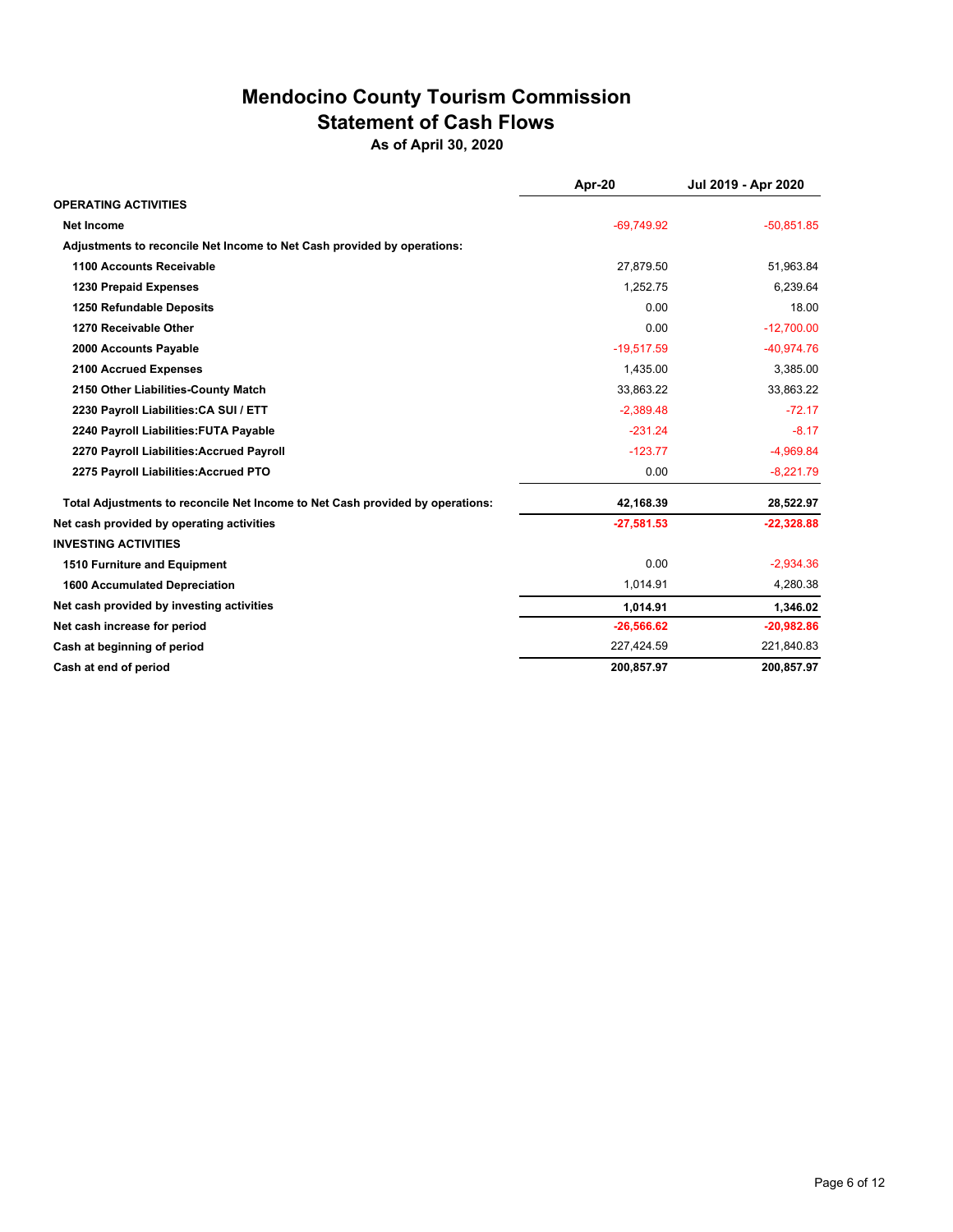# Mendocino County Tourism Commission
## Statement of Cash Flows
### As of April 30, 2020

| | Apr-20 | Jul 2019 - Apr 2020 |
|---|---|---|
| **OPERATING ACTIVITIES** | | |
| **Net Income** | -69,749.92 | -50,851.85 |
| **Adjustments to reconcile Net Income to Net Cash provided by operations:** | | |
| **1100 Accounts Receivable** | 27,879.50 | 51,963.84 |
| **1230 Prepaid Expenses** | 1,252.75 | 6,239.64 |
| **1250 Refundable Deposits** | 0.00 | 18.00 |
| **1270 Receivable Other** | 0.00 | -12,700.00 |
| **2000 Accounts Payable** | -19,517.59 | -40,974.76 |
| **2100 Accrued Expenses** | 1,435.00 | 3,385.00 |
| **2150 Other Liabilities-County Match** | 33,863.22 | 33,863.22 |
| **2230 Payroll Liabilities:CA SUI / ETT** | -2,389.48 | -72.17 |
| **2240 Payroll Liabilities:FUTA Payable** | -231.24 | -8.17 |
| **2270 Payroll Liabilities:Accrued Payroll** | -123.77 | -4,969.84 |
| **2275 Payroll Liabilities:Accrued PTO** | 0.00 | -8,221.79 |
| **Total Adjustments to reconcile Net Income to Net Cash provided by operations:** | **42,168.39** | **28,522.97** |
| **Net cash provided by operating activities** | **-27,581.53** | **-22,328.88** |
| **INVESTING ACTIVITIES** | | |
| **1510 Furniture and Equipment** | 0.00 | -2,934.36 |
| **1600 Accumulated Depreciation** | 1,014.91 | 4,280.38 |
| **Net cash provided by investing activities** | **1,014.91** | **1,346.02** |
| **Net cash increase for period** | **-26,566.62** | **-20,982.86** |
| **Cash at beginning of period** | 227,424.59 | 221,840.83 |
| **Cash at end of period** | **200,857.97** | **200,857.97** |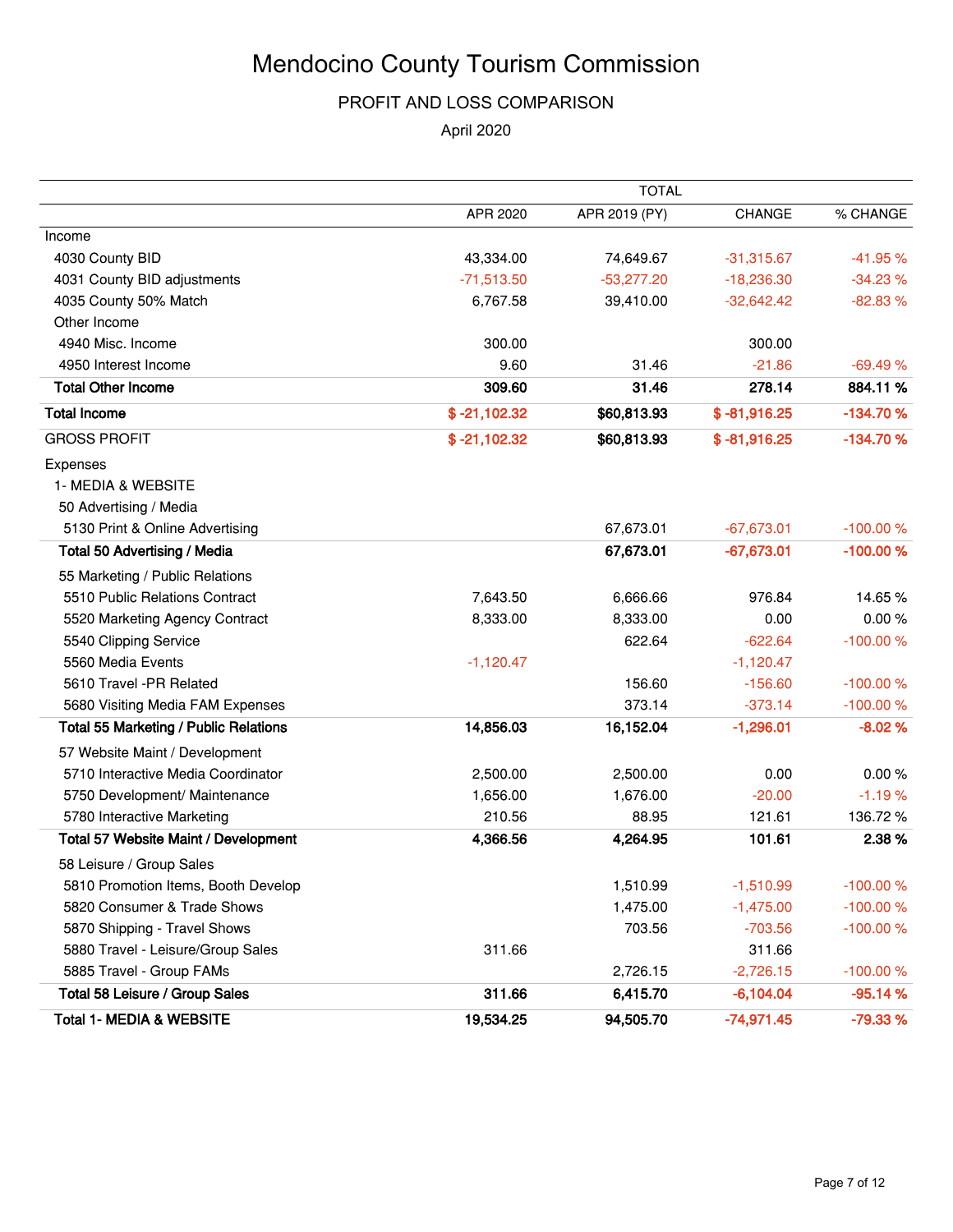# Mendocino County Tourism Commission

## PROFIT AND LOSS COMPARISON

April 2020

| | TOTAL | | | |
|---|---|---|---|---|
| | APR 2020 | APR 2019 (PY) | CHANGE | % CHANGE |
| Income | | | | |
| 4030 County BID | 43,334.00 | 74,649.67 | -31,315.67 | -41.95 % |
| 4031 County BID adjustments | -71,513.50 | -53,277.20 | -18,236.30 | -34.23 % |
| 4035 County 50% Match | 6,767.58 | 39,410.00 | -32,642.42 | -82.83 % |
| Other Income | | | | |
| 4940 Misc. Income | 300.00 | | 300.00 | |
| 4950 Interest Income | 9.60 | 31.46 | -21.86 | -69.49 % |
| **Total Other Income** | **309.60** | **31.46** | **278.14** | **884.11 %** |
| **Total Income** | **$ -21,102.32** | **$60,813.93** | **$ -81,916.25** | **-134.70 %** |
| GROSS PROFIT | **$ -21,102.32** | **$60,813.93** | **$ -81,916.25** | **-134.70 %** |
| Expenses | | | | |
| 1- MEDIA & WEBSITE | | | | |
| 50 Advertising / Media | | | | |
| 5130 Print & Online Advertising | | 67,673.01 | -67,673.01 | -100.00 % |
| **Total 50 Advertising / Media** | | **67,673.01** | **-67,673.01** | **-100.00 %** |
| 55 Marketing / Public Relations | | | | |
| 5510 Public Relations Contract | 7,643.50 | 6,666.66 | 976.84 | 14.65 % |
| 5520 Marketing Agency Contract | 8,333.00 | 8,333.00 | 0.00 | 0.00 % |
| 5540 Clipping Service | | 622.64 | -622.64 | -100.00 % |
| 5560 Media Events | -1,120.47 | | -1,120.47 | |
| 5610 Travel -PR Related | | 156.60 | -156.60 | -100.00 % |
| 5680 Visiting Media FAM Expenses | | 373.14 | -373.14 | -100.00 % |
| **Total 55 Marketing / Public Relations** | **14,856.03** | **16,152.04** | **-1,296.01** | **-8.02 %** |
| 57 Website Maint / Development | | | | |
| 5710 Interactive Media Coordinator | 2,500.00 | 2,500.00 | 0.00 | 0.00 % |
| 5750 Development/ Maintenance | 1,656.00 | 1,676.00 | -20.00 | -1.19 % |
| 5780 Interactive Marketing | 210.56 | 88.95 | 121.61 | 136.72 % |
| **Total 57 Website Maint / Development** | **4,366.56** | **4,264.95** | **101.61** | **2.38 %** |
| 58 Leisure / Group Sales | | | | |
| 5810 Promotion Items, Booth Develop | | 1,510.99 | -1,510.99 | -100.00 % |
| 5820 Consumer & Trade Shows | | 1,475.00 | -1,475.00 | -100.00 % |
| 5870 Shipping - Travel Shows | | 703.56 | -703.56 | -100.00 % |
| 5880 Travel - Leisure/Group Sales | 311.66 | | 311.66 | |
| 5885 Travel - Group FAMs | | 2,726.15 | -2,726.15 | -100.00 % |
| **Total 58 Leisure / Group Sales** | **311.66** | **6,415.70** | **-6,104.04** | **-95.14 %** |
| **Total 1- MEDIA & WEBSITE** | **19,534.25** | **94,505.70** | **-74,971.45** | **-79.33 %** |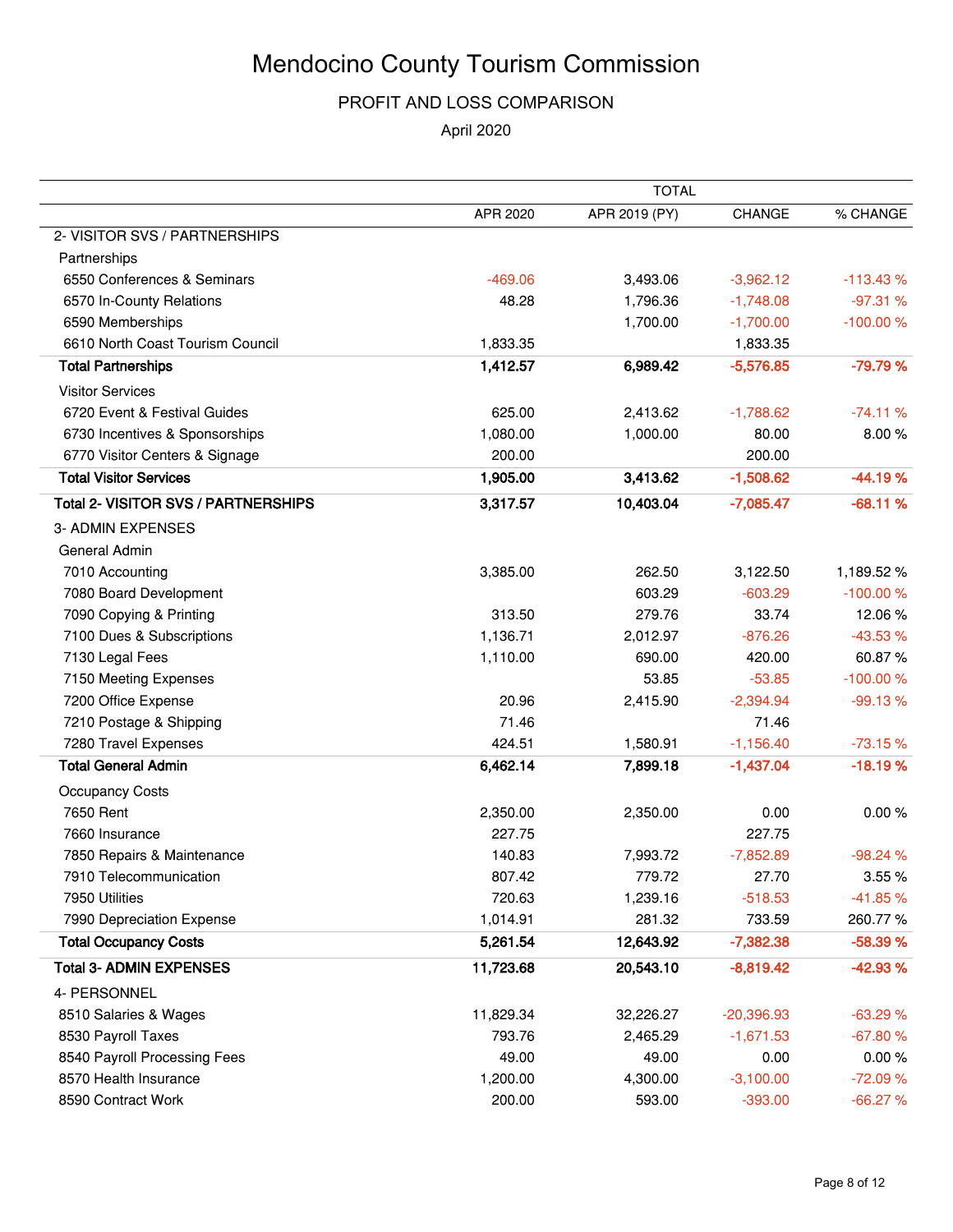# Mendocino County Tourism Commission

## PROFIT AND LOSS COMPARISON

April 2020

| | TOTAL | | | |
|---|---|---|---|---|
| | APR 2020 | APR 2019 (PY) | CHANGE | % CHANGE |
| 2- VISITOR SVS / PARTNERSHIPS | | | | |
| Partnerships | | | | |
| 6550 Conferences & Seminars | -469.06 | 3,493.06 | -3,962.12 | -113.43 % |
| 6570 In-County Relations | 48.28 | 1,796.36 | -1,748.08 | -97.31 % |
| 6590 Memberships | | 1,700.00 | -1,700.00 | -100.00 % |
| 6610 North Coast Tourism Council | 1,833.35 | | 1,833.35 | |
| **Total Partnerships** | **1,412.57** | **6,989.42** | **-5,576.85** | **-79.79 %** |
| Visitor Services | | | | |
| 6720 Event & Festival Guides | 625.00 | 2,413.62 | -1,788.62 | -74.11 % |
| 6730 Incentives & Sponsorships | 1,080.00 | 1,000.00 | 80.00 | 8.00 % |
| 6770 Visitor Centers & Signage | 200.00 | | 200.00 | |
| **Total Visitor Services** | **1,905.00** | **3,413.62** | **-1,508.62** | **-44.19 %** |
| **Total 2- VISITOR SVS / PARTNERSHIPS** | **3,317.57** | **10,403.04** | **-7,085.47** | **-68.11 %** |
| 3- ADMIN EXPENSES | | | | |
| General Admin | | | | |
| 7010 Accounting | 3,385.00 | 262.50 | 3,122.50 | 1,189.52 % |
| 7080 Board Development | | 603.29 | -603.29 | -100.00 % |
| 7090 Copying & Printing | 313.50 | 279.76 | 33.74 | 12.06 % |
| 7100 Dues & Subscriptions | 1,136.71 | 2,012.97 | -876.26 | -43.53 % |
| 7130 Legal Fees | 1,110.00 | 690.00 | 420.00 | 60.87 % |
| 7150 Meeting Expenses | | 53.85 | -53.85 | -100.00 % |
| 7200 Office Expense | 20.96 | 2,415.90 | -2,394.94 | -99.13 % |
| 7210 Postage & Shipping | 71.46 | | 71.46 | |
| 7280 Travel Expenses | 424.51 | 1,580.91 | -1,156.40 | -73.15 % |
| **Total General Admin** | **6,462.14** | **7,899.18** | **-1,437.04** | **-18.19 %** |
| Occupancy Costs | | | | |
| 7650 Rent | 2,350.00 | 2,350.00 | 0.00 | 0.00 % |
| 7660 Insurance | 227.75 | | 227.75 | |
| 7850 Repairs & Maintenance | 140.83 | 7,993.72 | -7,852.89 | -98.24 % |
| 7910 Telecommunication | 807.42 | 779.72 | 27.70 | 3.55 % |
| 7950 Utilities | 720.63 | 1,239.16 | -518.53 | -41.85 % |
| 7990 Depreciation Expense | 1,014.91 | 281.32 | 733.59 | 260.77 % |
| **Total Occupancy Costs** | **5,261.54** | **12,643.92** | **-7,382.38** | **-58.39 %** |
| **Total 3- ADMIN EXPENSES** | **11,723.68** | **20,543.10** | **-8,819.42** | **-42.93 %** |
| 4- PERSONNEL | | | | |
| 8510 Salaries & Wages | 11,829.34 | 32,226.27 | -20,396.93 | -63.29 % |
| 8530 Payroll Taxes | 793.76 | 2,465.29 | -1,671.53 | -67.80 % |
| 8540 Payroll Processing Fees | 49.00 | 49.00 | 0.00 | 0.00 % |
| 8570 Health Insurance | 1,200.00 | 4,300.00 | -3,100.00 | -72.09 % |
| 8590 Contract Work | 200.00 | 593.00 | -393.00 | -66.27 % |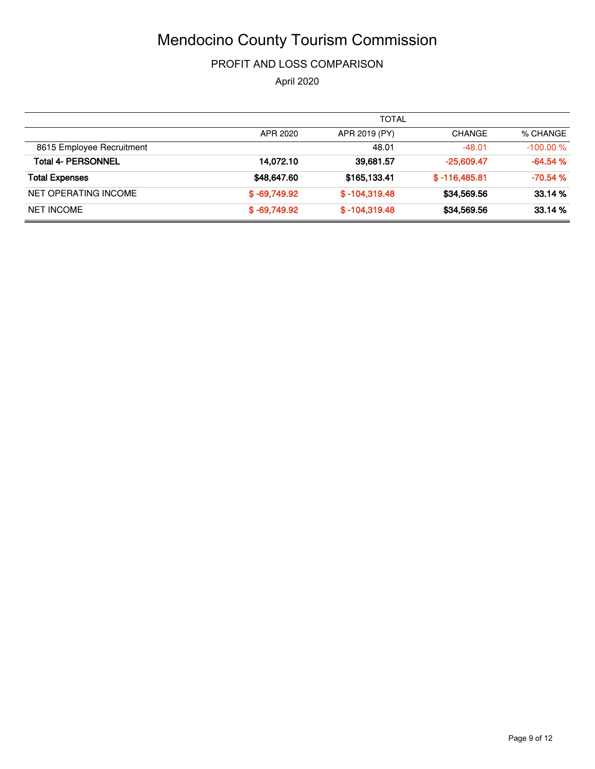# Mendocino County Tourism Commission

## PROFIT AND LOSS COMPARISON

April 2020

| | TOTAL | | | |
|---|---|---|---|---|
| | APR 2020 | APR 2019 (PY) | CHANGE | % CHANGE |
| 8615 Employee Recruitment | | 48.01 | -48.01 | -100.00 % |
| **Total 4- PERSONNEL** | **14,072.10** | **39,681.57** | **-25,609.47** | **-64.54 %** |
| **Total Expenses** | **$48,647.60** | **$165,133.41** | **$ -116,485.81** | **-70.54 %** |
| NET OPERATING INCOME | **$ -69,749.92** | **$ -104,319.48** | **$34,569.56** | **33.14 %** |
| NET INCOME | **$ -69,749.92** | **$ -104,319.48** | **$34,569.56** | **33.14 %** |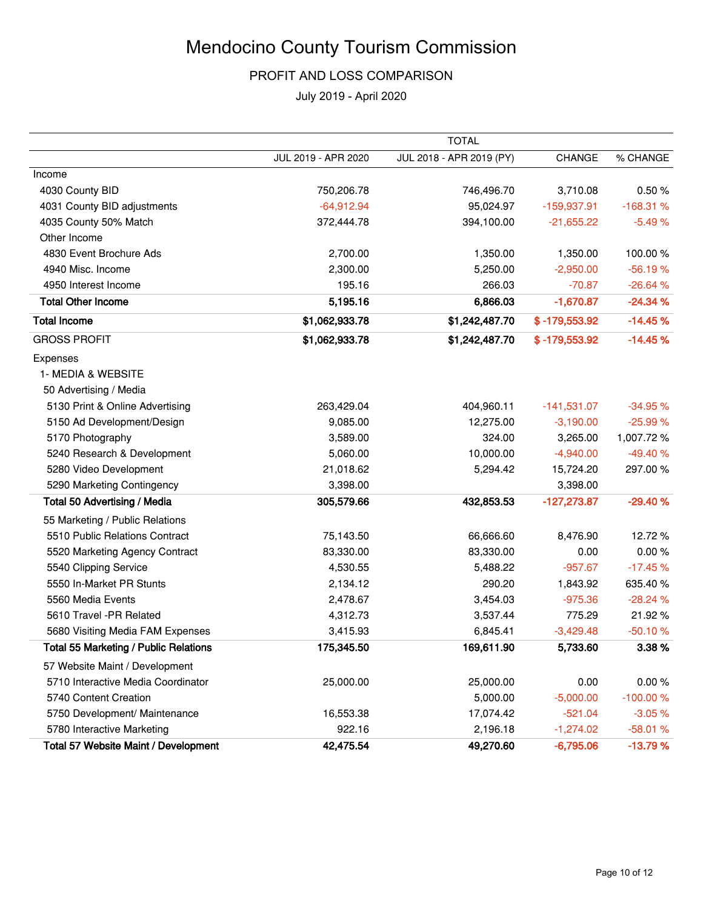# Mendocino County Tourism Commission

## PROFIT AND LOSS COMPARISON

July 2019 - April 2020

| | TOTAL | | | |
|---|---|---|---|---|
| | JUL 2019 - APR 2020 | JUL 2018 - APR 2019 (PY) | CHANGE | % CHANGE |
| Income | | | | |
| 4030 County BID | 750,206.78 | 746,496.70 | 3,710.08 | 0.50 % |
| 4031 County BID adjustments | -64,912.94 | 95,024.97 | -159,937.91 | -168.31 % |
| 4035 County 50% Match | 372,444.78 | 394,100.00 | -21,655.22 | -5.49 % |
| Other Income | | | | |
| 4830 Event Brochure Ads | 2,700.00 | 1,350.00 | 1,350.00 | 100.00 % |
| 4940 Misc. Income | 2,300.00 | 5,250.00 | -2,950.00 | -56.19 % |
| 4950 Interest Income | 195.16 | 266.03 | -70.87 | -26.64 % |
| **Total Other Income** | **5,195.16** | **6,866.03** | **-1,670.87** | **-24.34 %** |
| **Total Income** | **$1,062,933.78** | **$1,242,487.70** | **$ -179,553.92** | **-14.45 %** |
| GROSS PROFIT | **$1,062,933.78** | **$1,242,487.70** | **$ -179,553.92** | **-14.45 %** |
| Expenses | | | | |
| 1- MEDIA & WEBSITE | | | | |
| 50 Advertising / Media | | | | |
| 5130 Print & Online Advertising | 263,429.04 | 404,960.11 | -141,531.07 | -34.95 % |
| 5150 Ad Development/Design | 9,085.00 | 12,275.00 | -3,190.00 | -25.99 % |
| 5170 Photography | 3,589.00 | 324.00 | 3,265.00 | 1,007.72 % |
| 5240 Research & Development | 5,060.00 | 10,000.00 | -4,940.00 | -49.40 % |
| 5280 Video Development | 21,018.62 | 5,294.42 | 15,724.20 | 297.00 % |
| 5290 Marketing Contingency | 3,398.00 | | 3,398.00 | |
| **Total 50 Advertising / Media** | **305,579.66** | **432,853.53** | **-127,273.87** | **-29.40 %** |
| 55 Marketing / Public Relations | | | | |
| 5510 Public Relations Contract | 75,143.50 | 66,666.60 | 8,476.90 | 12.72 % |
| 5520 Marketing Agency Contract | 83,330.00 | 83,330.00 | 0.00 | 0.00 % |
| 5540 Clipping Service | 4,530.55 | 5,488.22 | -957.67 | -17.45 % |
| 5550 In-Market PR Stunts | 2,134.12 | 290.20 | 1,843.92 | 635.40 % |
| 5560 Media Events | 2,478.67 | 3,454.03 | -975.36 | -28.24 % |
| 5610 Travel -PR Related | 4,312.73 | 3,537.44 | 775.29 | 21.92 % |
| 5680 Visiting Media FAM Expenses | 3,415.93 | 6,845.41 | -3,429.48 | -50.10 % |
| **Total 55 Marketing / Public Relations** | **175,345.50** | **169,611.90** | **5,733.60** | **3.38 %** |
| 57 Website Maint / Development | | | | |
| 5710 Interactive Media Coordinator | 25,000.00 | 25,000.00 | 0.00 | 0.00 % |
| 5740 Content Creation | | 5,000.00 | -5,000.00 | -100.00 % |
| 5750 Development/ Maintenance | 16,553.38 | 17,074.42 | -521.04 | -3.05 % |
| 5780 Interactive Marketing | 922.16 | 2,196.18 | -1,274.02 | -58.01 % |
| **Total 57 Website Maint / Development** | **42,475.54** | **49,270.60** | **-6,795.06** | **-13.79 %** |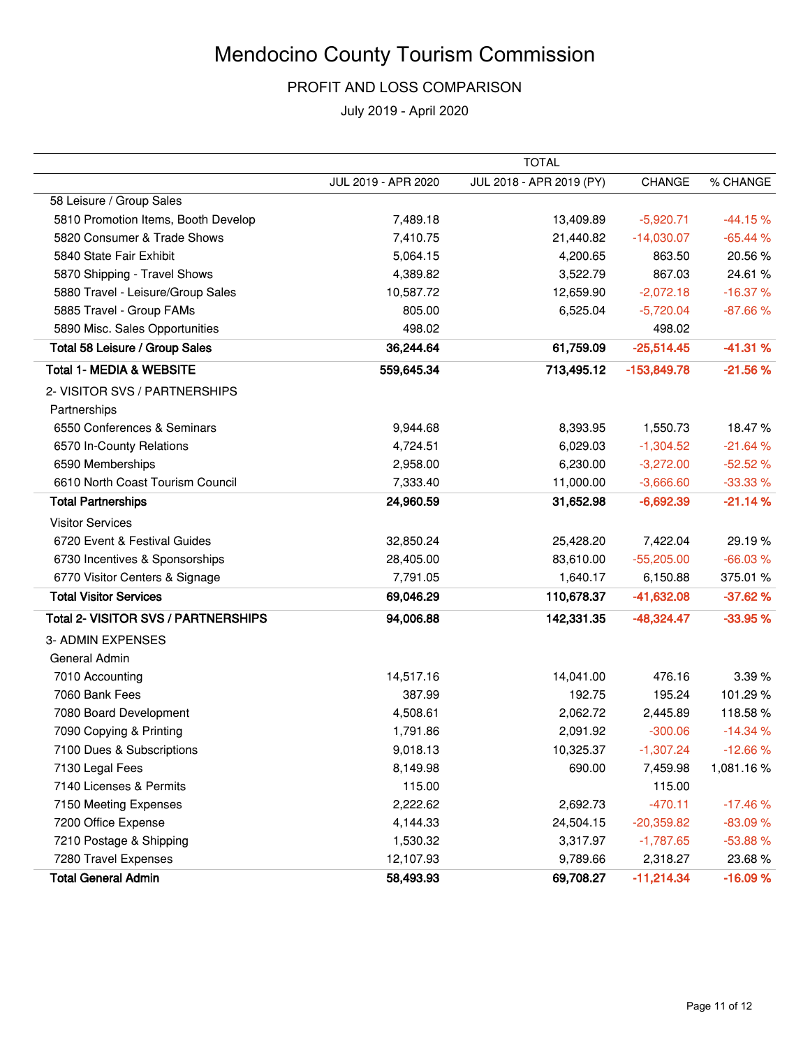# Mendocino County Tourism Commission

## PROFIT AND LOSS COMPARISON

July 2019 - April 2020

| | TOTAL | | | |
|---|---|---|---|---|
| | JUL 2019 - APR 2020 | JUL 2018 - APR 2019 (PY) | CHANGE | % CHANGE |
| 58 Leisure / Group Sales | | | | |
| 5810 Promotion Items, Booth Develop | 7,489.18 | 13,409.89 | -5,920.71 | -44.15 % |
| 5820 Consumer & Trade Shows | 7,410.75 | 21,440.82 | -14,030.07 | -65.44 % |
| 5840 State Fair Exhibit | 5,064.15 | 4,200.65 | 863.50 | 20.56 % |
| 5870 Shipping - Travel Shows | 4,389.82 | 3,522.79 | 867.03 | 24.61 % |
| 5880 Travel - Leisure/Group Sales | 10,587.72 | 12,659.90 | -2,072.18 | -16.37 % |
| 5885 Travel - Group FAMs | 805.00 | 6,525.04 | -5,720.04 | -87.66 % |
| 5890 Misc. Sales Opportunities | 498.02 | | 498.02 | |
| **Total 58 Leisure / Group Sales** | **36,244.64** | **61,759.09** | **-25,514.45** | **-41.31 %** |
| **Total 1- MEDIA & WEBSITE** | **559,645.34** | **713,495.12** | **-153,849.78** | **-21.56 %** |
| 2- VISITOR SVS / PARTNERSHIPS | | | | |
| Partnerships | | | | |
| 6550 Conferences & Seminars | 9,944.68 | 8,393.95 | 1,550.73 | 18.47 % |
| 6570 In-County Relations | 4,724.51 | 6,029.03 | -1,304.52 | -21.64 % |
| 6590 Memberships | 2,958.00 | 6,230.00 | -3,272.00 | -52.52 % |
| 6610 North Coast Tourism Council | 7,333.40 | 11,000.00 | -3,666.60 | -33.33 % |
| **Total Partnerships** | **24,960.59** | **31,652.98** | **-6,692.39** | **-21.14 %** |
| Visitor Services | | | | |
| 6720 Event & Festival Guides | 32,850.24 | 25,428.20 | 7,422.04 | 29.19 % |
| 6730 Incentives & Sponsorships | 28,405.00 | 83,610.00 | -55,205.00 | -66.03 % |
| 6770 Visitor Centers & Signage | 7,791.05 | 1,640.17 | 6,150.88 | 375.01 % |
| **Total Visitor Services** | **69,046.29** | **110,678.37** | **-41,632.08** | **-37.62 %** |
| **Total 2- VISITOR SVS / PARTNERSHIPS** | **94,006.88** | **142,331.35** | **-48,324.47** | **-33.95 %** |
| 3- ADMIN EXPENSES | | | | |
| General Admin | | | | |
| 7010 Accounting | 14,517.16 | 14,041.00 | 476.16 | 3.39 % |
| 7060 Bank Fees | 387.99 | 192.75 | 195.24 | 101.29 % |
| 7080 Board Development | 4,508.61 | 2,062.72 | 2,445.89 | 118.58 % |
| 7090 Copying & Printing | 1,791.86 | 2,091.92 | -300.06 | -14.34 % |
| 7100 Dues & Subscriptions | 9,018.13 | 10,325.37 | -1,307.24 | -12.66 % |
| 7130 Legal Fees | 8,149.98 | 690.00 | 7,459.98 | 1,081.16 % |
| 7140 Licenses & Permits | 115.00 | | 115.00 | |
| 7150 Meeting Expenses | 2,222.62 | 2,692.73 | -470.11 | -17.46 % |
| 7200 Office Expense | 4,144.33 | 24,504.15 | -20,359.82 | -83.09 % |
| 7210 Postage & Shipping | 1,530.32 | 3,317.97 | -1,787.65 | -53.88 % |
| 7280 Travel Expenses | 12,107.93 | 9,789.66 | 2,318.27 | 23.68 % |
| **Total General Admin** | **58,493.93** | **69,708.27** | **-11,214.34** | **-16.09 %** |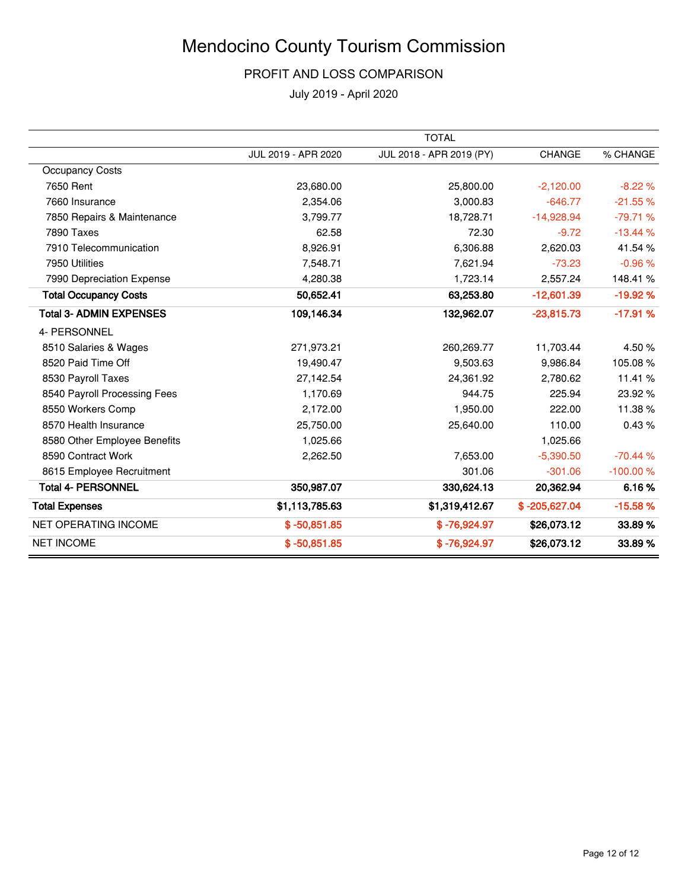# Mendocino County Tourism Commission

## PROFIT AND LOSS COMPARISON

July 2019 - April 2020

| | TOTAL | | | |
|---|---|---|---|---|
| | JUL 2019 - APR 2020 | JUL 2018 - APR 2019 (PY) | CHANGE | % CHANGE |
| Occupancy Costs | | | | |
| 7650 Rent | 23,680.00 | 25,800.00 | -2,120.00 | -8.22 % |
| 7660 Insurance | 2,354.06 | 3,000.83 | -646.77 | -21.55 % |
| 7850 Repairs & Maintenance | 3,799.77 | 18,728.71 | -14,928.94 | -79.71 % |
| 7890 Taxes | 62.58 | 72.30 | -9.72 | -13.44 % |
| 7910 Telecommunication | 8,926.91 | 6,306.88 | 2,620.03 | 41.54 % |
| 7950 Utilities | 7,548.71 | 7,621.94 | -73.23 | -0.96 % |
| 7990 Depreciation Expense | 4,280.38 | 1,723.14 | 2,557.24 | 148.41 % |
| **Total Occupancy Costs** | **50,652.41** | **63,253.80** | **-12,601.39** | **-19.92 %** |
| **Total 3- ADMIN EXPENSES** | **109,146.34** | **132,962.07** | **-23,815.73** | **-17.91 %** |
| 4- PERSONNEL | | | | |
| 8510 Salaries & Wages | 271,973.21 | 260,269.77 | 11,703.44 | 4.50 % |
| 8520 Paid Time Off | 19,490.47 | 9,503.63 | 9,986.84 | 105.08 % |
| 8530 Payroll Taxes | 27,142.54 | 24,361.92 | 2,780.62 | 11.41 % |
| 8540 Payroll Processing Fees | 1,170.69 | 944.75 | 225.94 | 23.92 % |
| 8550 Workers Comp | 2,172.00 | 1,950.00 | 222.00 | 11.38 % |
| 8570 Health Insurance | 25,750.00 | 25,640.00 | 110.00 | 0.43 % |
| 8580 Other Employee Benefits | 1,025.66 | | 1,025.66 | |
| 8590 Contract Work | 2,262.50 | 7,653.00 | -5,390.50 | -70.44 % |
| 8615 Employee Recruitment | | 301.06 | -301.06 | -100.00 % |
| **Total 4- PERSONNEL** | **350,987.07** | **330,624.13** | **20,362.94** | **6.16 %** |
| **Total Expenses** | **$1,113,785.63** | **$1,319,412.67** | **$ -205,627.04** | **-15.58 %** |
| NET OPERATING INCOME | **$ -50,851.85** | **$ -76,924.97** | **$26,073.12** | **33.89 %** |
| NET INCOME | **$ -50,851.85** | **$ -76,924.97** | **$26,073.12** | **33.89 %** |